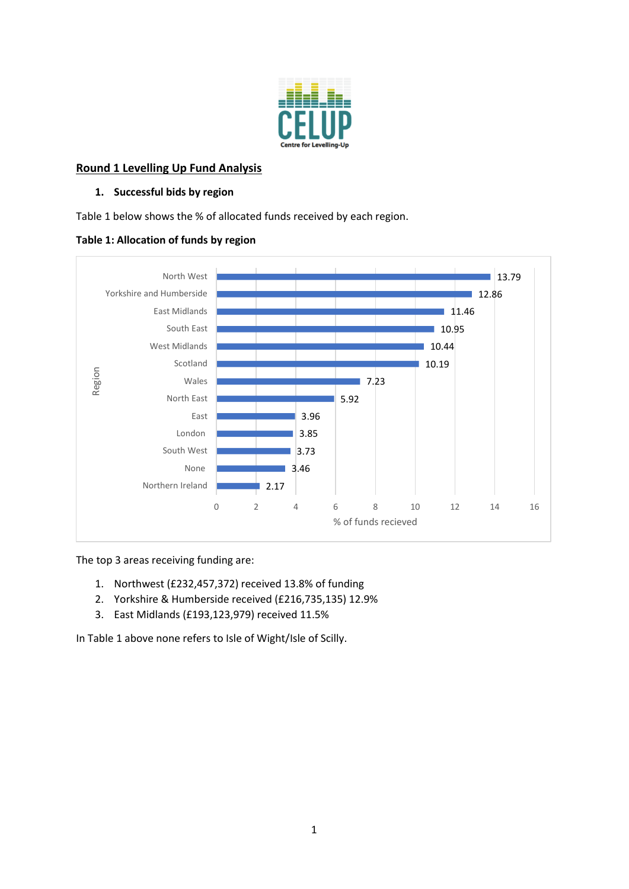CELUP
Centre for Levelling-Up

## Round 1 Levelling Up Fund Analysis

### 1. Successful bids by region

Table 1 below shows the % of allocated funds received by each region.

**Table 1: Allocation of funds by region**

| Region | % of funds recieved |
| --- | --- |
| North West | 13.79 |
| Yorkshire and Humberside | 12.86 |
| East Midlands | 11.46 |
| South East | 10.95 |
| West Midlands | 10.44 |
| Scotland | 10.19 |
| Wales | 7.23 |
| North East | 5.92 |
| East | 3.96 |
| London | 3.85 |
| South West | 3.73 |
| None | 3.46 |
| Northern Ireland | 2.17 |

The top 3 areas receiving funding are:

1. Northwest (£232,457,372) received 13.8% of funding
2. Yorkshire & Humberside received (£216,735,135) 12.9%
3. East Midlands (£193,123,979) received 11.5%

In Table 1 above none refers to Isle of Wight/Isle of Scilly.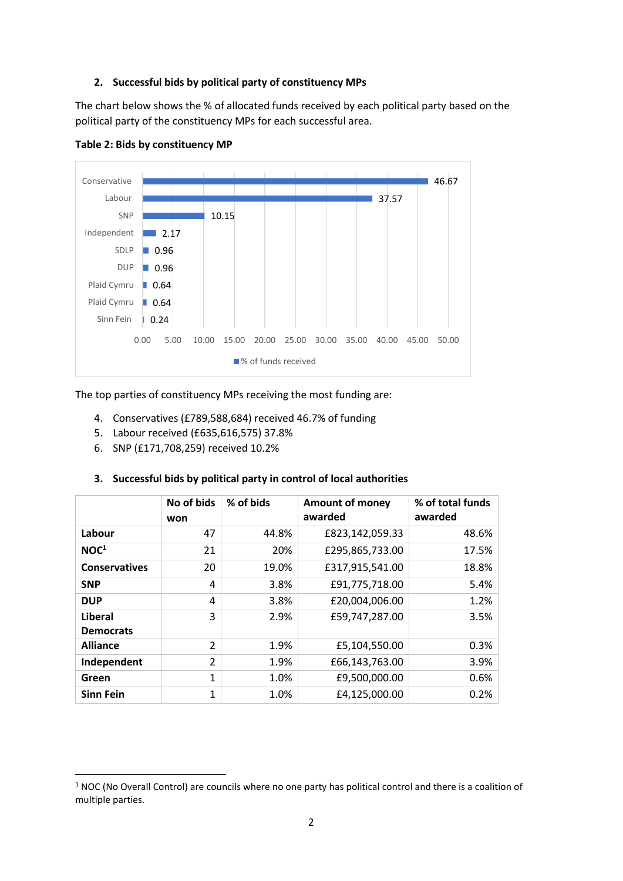2. **Successful bids by political party of constituency MPs**

The chart below shows the % of allocated funds received by each political party based on the political party of the constituency MPs for each successful area.

**Table 2: Bids by constituency MP**

| Party | % of funds received |
|---|---|
| Conservative | 46.67 |
| Labour | 37.57 |
| SNP | 10.15 |
| Independent | 2.17 |
| SDLP | 0.96 |
| DUP | 0.96 |
| Plaid Cymru | 0.64 |
| Plaid Cymru | 0.64 |
| Sinn Fein | 0.24 |

The top parties of constituency MPs receiving the most funding are:

4. Conservatives (£789,588,684) received 46.7% of funding
5. Labour received (£635,616,575) 37.8%
6. SNP (£171,708,259) received 10.2%

3. **Successful bids by political party in control of local authorities**

| | No of bids won | % of bids | Amount of money awarded | % of total funds awarded |
|---|---|---|---|---|
| **Labour** | 47 | 44.8% | £823,142,059.33 | 48.6% |
| **NOC**[1] | 21 | 20% | £295,865,733.00 | 17.5% |
| **Conservatives** | 20 | 19.0% | £317,915,541.00 | 18.8% |
| **SNP** | 4 | 3.8% | £91,775,718.00 | 5.4% |
| **DUP** | 4 | 3.8% | £20,004,006.00 | 1.2% |
| **Liberal Democrats** | 3 | 2.9% | £59,747,287.00 | 3.5% |
| **Alliance** | 2 | 1.9% | £5,104,550.00 | 0.3% |
| **Independent** | 2 | 1.9% | £66,143,763.00 | 3.9% |
| **Green** | 1 | 1.0% | £9,500,000.00 | 0.6% |
| **Sinn Fein** | 1 | 1.0% | £4,125,000.00 | 0.2% |

[1] NOC (No Overall Control) are councils where no one party has political control and there is a coalition of multiple parties.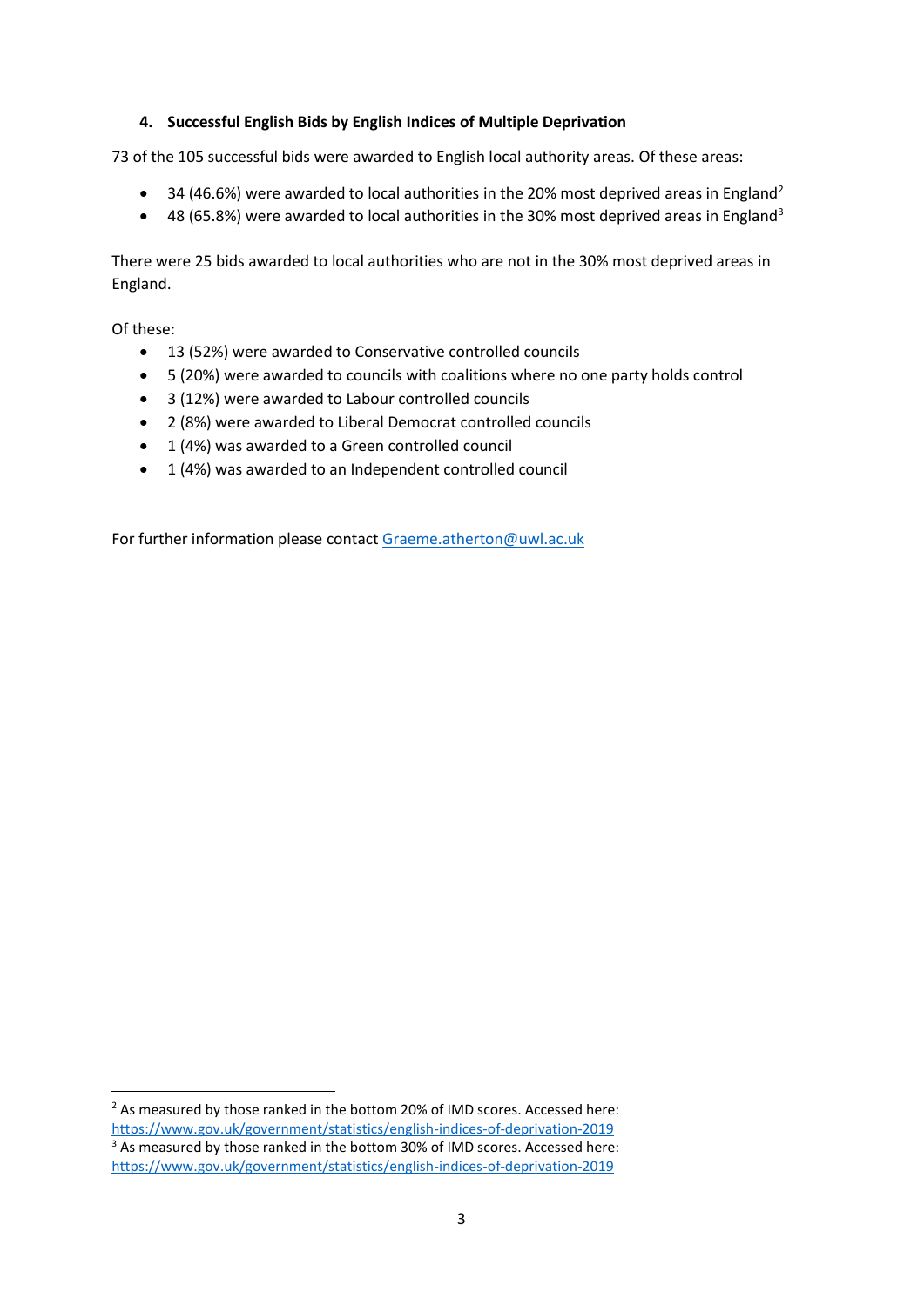## 4. Successful English Bids by English Indices of Multiple Deprivation

73 of the 105 successful bids were awarded to English local authority areas. Of these areas:

- 34 (46.6%) were awarded to local authorities in the 20% most deprived areas in England[2]
- 48 (65.8%) were awarded to local authorities in the 30% most deprived areas in England[3]

There were 25 bids awarded to local authorities who are not in the 30% most deprived areas in England.

Of these:

- 13 (52%) were awarded to Conservative controlled councils
- 5 (20%) were awarded to councils with coalitions where no one party holds control
- 3 (12%) were awarded to Labour controlled councils
- 2 (8%) were awarded to Liberal Democrat controlled councils
- 1 (4%) was awarded to a Green controlled council
- 1 (4%) was awarded to an Independent controlled council

For further information please contact Graeme.atherton@uwl.ac.uk

---

[2] As measured by those ranked in the bottom 20% of IMD scores. Accessed here: https://www.gov.uk/government/statistics/english-indices-of-deprivation-2019

[3] As measured by those ranked in the bottom 30% of IMD scores. Accessed here: https://www.gov.uk/government/statistics/english-indices-of-deprivation-2019